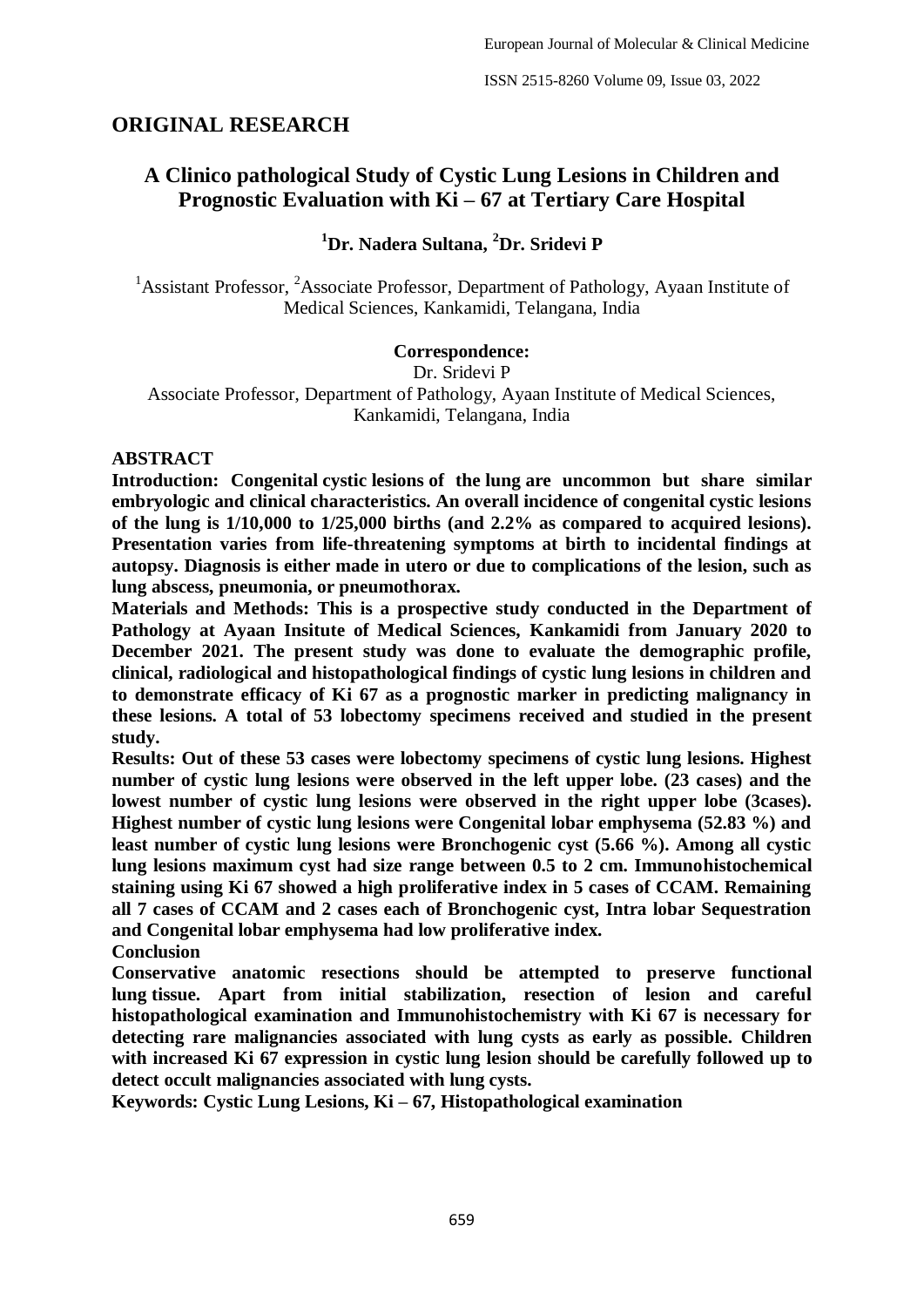## ORIGINAL RESEARCH

# A Clinico pathological Study of Cystic Lung Lesions in Children and Prognostic Evaluation with Ki – 67 at Tertiary Care Hospital

**[1]Dr. Nadera Sultana, [2]Dr. Sridevi P**

[1]Assistant Professor, [2]Associate Professor, Department of Pathology, Ayaan Institute of Medical Sciences, Kankamidi, Telangana, India

**Correspondence:**
Dr. Sridevi P
Associate Professor, Department of Pathology, Ayaan Institute of Medical Sciences, Kankamidi, Telangana, India

**ABSTRACT**

**Introduction: Congenital cystic lesions of the lung are uncommon but share similar embryologic and clinical characteristics. An overall incidence of congenital cystic lesions of the lung is 1/10,000 to 1/25,000 births (and 2.2% as compared to acquired lesions). Presentation varies from life-threatening symptoms at birth to incidental findings at autopsy. Diagnosis is either made in utero or due to complications of the lesion, such as lung abscess, pneumonia, or pneumothorax.**

**Materials and Methods: This is a prospective study conducted in the Department of Pathology at Ayaan Insitute of Medical Sciences, Kankamidi from January 2020 to December 2021. The present study was done to evaluate the demographic profile, clinical, radiological and histopathological findings of cystic lung lesions in children and to demonstrate efficacy of Ki 67 as a prognostic marker in predicting malignancy in these lesions. A total of 53 lobectomy specimens received and studied in the present study.**

**Results: Out of these 53 cases were lobectomy specimens of cystic lung lesions. Highest number of cystic lung lesions were observed in the left upper lobe. (23 cases) and the lowest number of cystic lung lesions were observed in the right upper lobe (3cases). Highest number of cystic lung lesions were Congenital lobar emphysema (52.83 %) and least number of cystic lung lesions were Bronchogenic cyst (5.66 %). Among all cystic lung lesions maximum cyst had size range between 0.5 to 2 cm. Immunohistochemical staining using Ki 67 showed a high proliferative index in 5 cases of CCAM. Remaining all 7 cases of CCAM and 2 cases each of Bronchogenic cyst, Intra lobar Sequestration and Congenital lobar emphysema had low proliferative index.**

**Conclusion**

**Conservative anatomic resections should be attempted to preserve functional lung tissue. Apart from initial stabilization, resection of lesion and careful histopathological examination and Immunohistochemistry with Ki 67 is necessary for detecting rare malignancies associated with lung cysts as early as possible. Children with increased Ki 67 expression in cystic lung lesion should be carefully followed up to detect occult malignancies associated with lung cysts.**

**Keywords: Cystic Lung Lesions, Ki – 67, Histopathological examination**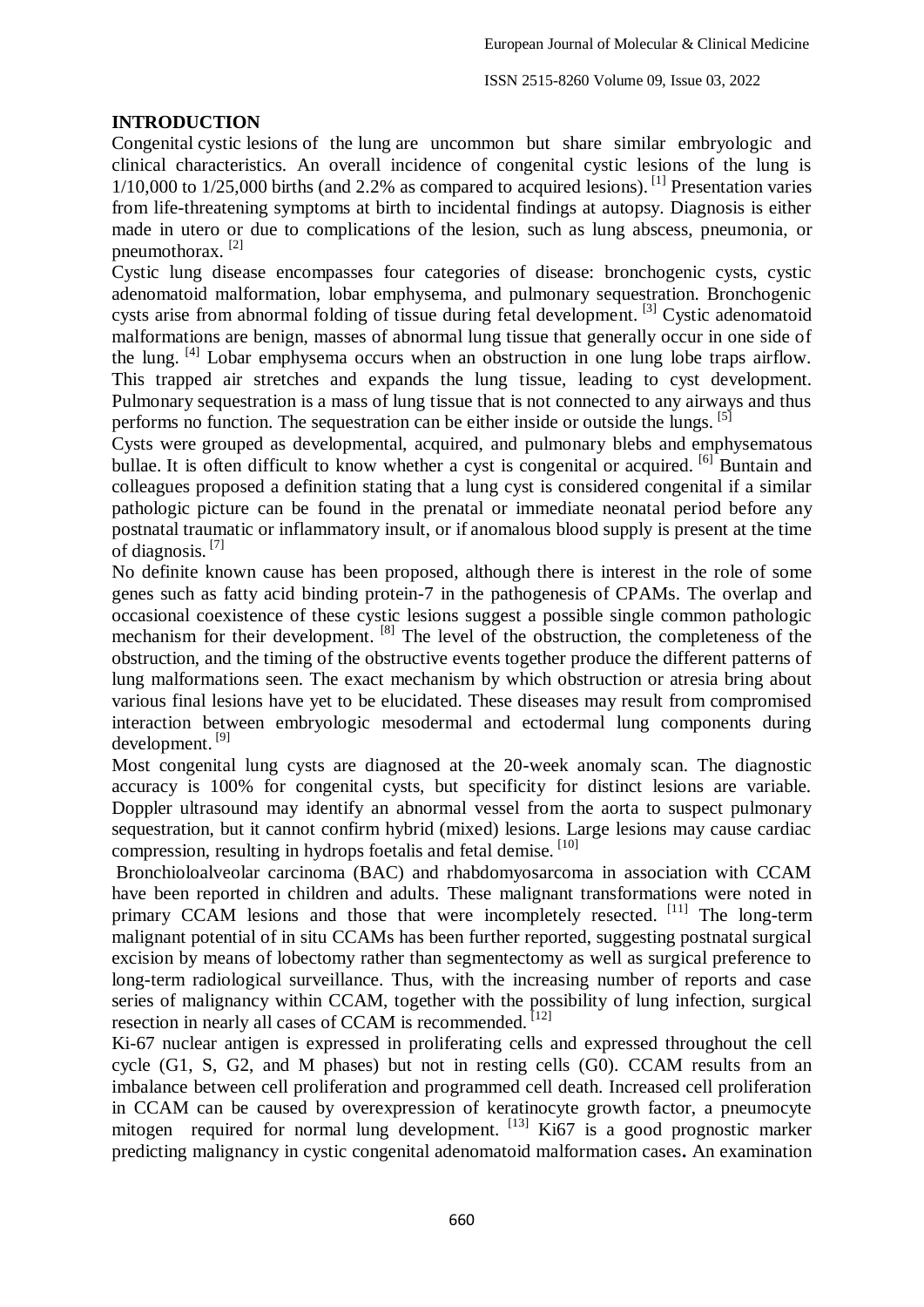## INTRODUCTION

Congenital cystic lesions of the lung are uncommon but share similar embryologic and clinical characteristics. An overall incidence of congenital cystic lesions of the lung is 1/10,000 to 1/25,000 births (and 2.2% as compared to acquired lesions). [1] Presentation varies from life-threatening symptoms at birth to incidental findings at autopsy. Diagnosis is either made in utero or due to complications of the lesion, such as lung abscess, pneumonia, or pneumothorax. [2]

Cystic lung disease encompasses four categories of disease: bronchogenic cysts, cystic adenomatoid malformation, lobar emphysema, and pulmonary sequestration. Bronchogenic cysts arise from abnormal folding of tissue during fetal development. [3] Cystic adenomatoid malformations are benign, masses of abnormal lung tissue that generally occur in one side of the lung. [4] Lobar emphysema occurs when an obstruction in one lung lobe traps airflow. This trapped air stretches and expands the lung tissue, leading to cyst development. Pulmonary sequestration is a mass of lung tissue that is not connected to any airways and thus performs no function. The sequestration can be either inside or outside the lungs. [5]

Cysts were grouped as developmental, acquired, and pulmonary blebs and emphysematous bullae. It is often difficult to know whether a cyst is congenital or acquired. [6] Buntain and colleagues proposed a definition stating that a lung cyst is considered congenital if a similar pathologic picture can be found in the prenatal or immediate neonatal period before any postnatal traumatic or inflammatory insult, or if anomalous blood supply is present at the time of diagnosis. [7]

No definite known cause has been proposed, although there is interest in the role of some genes such as fatty acid binding protein-7 in the pathogenesis of CPAMs. The overlap and occasional coexistence of these cystic lesions suggest a possible single common pathologic mechanism for their development. [8] The level of the obstruction, the completeness of the obstruction, and the timing of the obstructive events together produce the different patterns of lung malformations seen. The exact mechanism by which obstruction or atresia bring about various final lesions have yet to be elucidated. These diseases may result from compromised interaction between embryologic mesodermal and ectodermal lung components during development. [9]

Most congenital lung cysts are diagnosed at the 20-week anomaly scan. The diagnostic accuracy is 100% for congenital cysts, but specificity for distinct lesions are variable. Doppler ultrasound may identify an abnormal vessel from the aorta to suspect pulmonary sequestration, but it cannot confirm hybrid (mixed) lesions. Large lesions may cause cardiac compression, resulting in hydrops foetalis and fetal demise. [10]

Bronchioloalveolar carcinoma (BAC) and rhabdomyosarcoma in association with CCAM have been reported in children and adults. These malignant transformations were noted in primary CCAM lesions and those that were incompletely resected. [11] The long-term malignant potential of in situ CCAMs has been further reported, suggesting postnatal surgical excision by means of lobectomy rather than segmentectomy as well as surgical preference to long-term radiological surveillance. Thus, with the increasing number of reports and case series of malignancy within CCAM, together with the possibility of lung infection, surgical resection in nearly all cases of CCAM is recommended. [12]

Ki-67 nuclear antigen is expressed in proliferating cells and expressed throughout the cell cycle (G1, S, G2, and M phases) but not in resting cells (G0). CCAM results from an imbalance between cell proliferation and programmed cell death. Increased cell proliferation in CCAM can be caused by overexpression of keratinocyte growth factor, a pneumocyte mitogen required for normal lung development. [13] Ki67 is a good prognostic marker predicting malignancy in cystic congenital adenomatoid malformation cases**.** An examination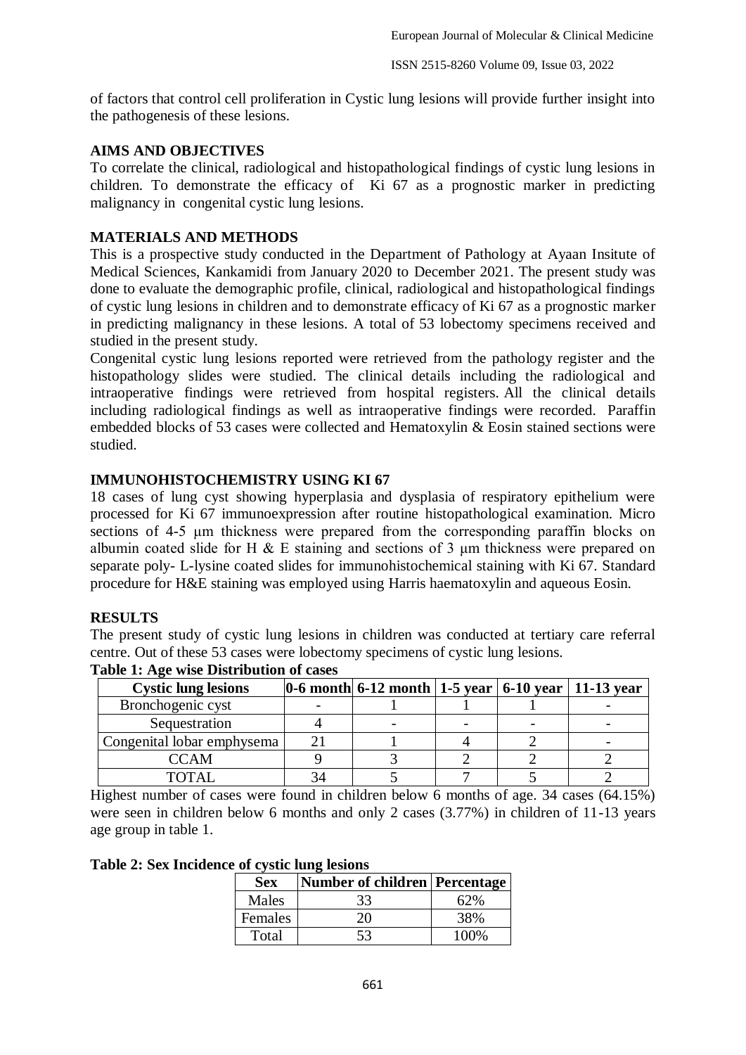of factors that control cell proliferation in Cystic lung lesions will provide further insight into the pathogenesis of these lesions.

## AIMS AND OBJECTIVES

To correlate the clinical, radiological and histopathological findings of cystic lung lesions in children. To demonstrate the efficacy of Ki 67 as a prognostic marker in predicting malignancy in congenital cystic lung lesions.

## MATERIALS AND METHODS

This is a prospective study conducted in the Department of Pathology at Ayaan Insitute of Medical Sciences, Kankamidi from January 2020 to December 2021. The present study was done to evaluate the demographic profile, clinical, radiological and histopathological findings of cystic lung lesions in children and to demonstrate efficacy of Ki 67 as a prognostic marker in predicting malignancy in these lesions. A total of 53 lobectomy specimens received and studied in the present study.

Congenital cystic lung lesions reported were retrieved from the pathology register and the histopathology slides were studied. The clinical details including the radiological and intraoperative findings were retrieved from hospital registers. All the clinical details including radiological findings as well as intraoperative findings were recorded. Paraffin embedded blocks of 53 cases were collected and Hematoxylin & Eosin stained sections were studied.

## IMMUNOHISTOCHEMISTRY USING KI 67

18 cases of lung cyst showing hyperplasia and dysplasia of respiratory epithelium were processed for Ki 67 immunoexpression after routine histopathological examination. Micro sections of 4-5 µm thickness were prepared from the corresponding paraffin blocks on albumin coated slide for H & E staining and sections of 3 µm thickness were prepared on separate poly- L-lysine coated slides for immunohistochemical staining with Ki 67. Standard procedure for H&E staining was employed using Harris haematoxylin and aqueous Eosin.

## RESULTS

The present study of cystic lung lesions in children was conducted at tertiary care referral centre. Out of these 53 cases were lobectomy specimens of cystic lung lesions.

**Table 1: Age wise Distribution of cases**

| Cystic lung lesions | 0-6 month | 6-12 month | 1-5 year | 6-10 year | 11-13 year |
|---|---|---|---|---|---|
| Bronchogenic cyst | - | 1 | 1 | 1 | - |
| Sequestration | 4 | - | - | - | - |
| Congenital lobar emphysema | 21 | 1 | 4 | 2 | - |
| CCAM | 9 | 3 | 2 | 2 | 2 |
| TOTAL | 34 | 5 | 7 | 5 | 2 |

Highest number of cases were found in children below 6 months of age. 34 cases (64.15%) were seen in children below 6 months and only 2 cases (3.77%) in children of 11-13 years age group in table 1.

**Table 2: Sex Incidence of cystic lung lesions**

| Sex | Number of children | Percentage |
|---|---|---|
| Males | 33 | 62% |
| Females | 20 | 38% |
| Total | 53 | 100% |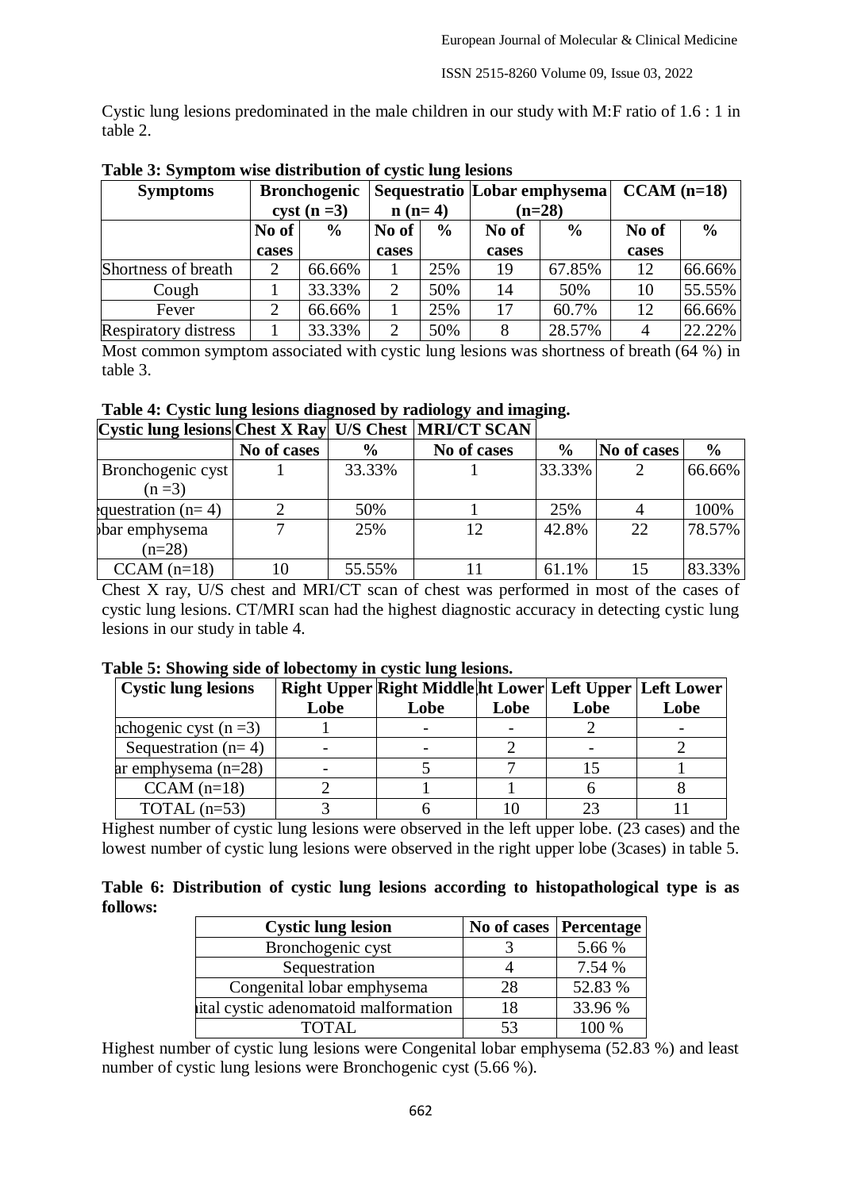Cystic lung lesions predominated in the male children in our study with M:F ratio of 1.6 : 1 in table 2.

**Table 3: Symptom wise distribution of cystic lung lesions**

| Symptoms | Bronchogenic cyst (n =3) | | Sequestration (n= 4) | | Lobar emphysema (n=28) | | CCAM (n=18) | |
|---|---|---|---|---|---|---|---|---|
| | No of cases | % | No of cases | % | No of cases | % | No of cases | % |
| Shortness of breath | 2 | 66.66% | 1 | 25% | 19 | 67.85% | 12 | 66.66% |
| Cough | 1 | 33.33% | 2 | 50% | 14 | 50% | 10 | 55.55% |
| Fever | 2 | 66.66% | 1 | 25% | 17 | 60.7% | 12 | 66.66% |
| Respiratory distress | 1 | 33.33% | 2 | 50% | 8 | 28.57% | 4 | 22.22% |

Most common symptom associated with cystic lung lesions was shortness of breath (64 %) in table 3.

**Table 4: Cystic lung lesions diagnosed by radiology and imaging.**

| Cystic lung lesions | Chest X Ray | U/S Chest | MRI/CT SCAN | | | |
|---|---|---|---|---|---|---|
| | No of cases | % | No of cases | % | No of cases | % |
| Bronchogenic cyst (n =3) | 1 | 33.33% | 1 | 33.33% | 2 | 66.66% |
| Sequestration (n= 4) | 2 | 50% | 1 | 25% | 4 | 100% |
| Lobar emphysema (n=28) | 7 | 25% | 12 | 42.8% | 22 | 78.57% |
| CCAM (n=18) | 10 | 55.55% | 11 | 61.1% | 15 | 83.33% |

Chest X ray, U/S chest and MRI/CT scan of chest was performed in most of the cases of cystic lung lesions. CT/MRI scan had the highest diagnostic accuracy in detecting cystic lung lesions in our study in table 4.

**Table 5: Showing side of lobectomy in cystic lung lesions.**

| Cystic lung lesions | Right Upper Lobe | Right Middle Lobe | Right Lower Lobe | Left Upper Lobe | Left Lower Lobe |
|---|---|---|---|---|---|
| Bronchogenic cyst (n =3) | 1 | - | - | 2 | - |
| Sequestration (n= 4) | - | - | 2 | - | 2 |
| Lobar emphysema (n=28) | - | 5 | 7 | 15 | 1 |
| CCAM (n=18) | 2 | 1 | 1 | 6 | 8 |
| TOTAL (n=53) | 3 | 6 | 10 | 23 | 11 |

Highest number of cystic lung lesions were observed in the left upper lobe. (23 cases) and the lowest number of cystic lung lesions were observed in the right upper lobe (3cases) in table 5.

**Table 6: Distribution of cystic lung lesions according to histopathological type is as follows:**

| Cystic lung lesion | No of cases | Percentage |
|---|---|---|
| Bronchogenic cyst | 3 | 5.66 % |
| Sequestration | 4 | 7.54 % |
| Congenital lobar emphysema | 28 | 52.83 % |
| Congenital cystic adenomatoid malformation | 18 | 33.96 % |
| TOTAL | 53 | 100 % |

Highest number of cystic lung lesions were Congenital lobar emphysema (52.83 %) and least number of cystic lung lesions were Bronchogenic cyst (5.66 %).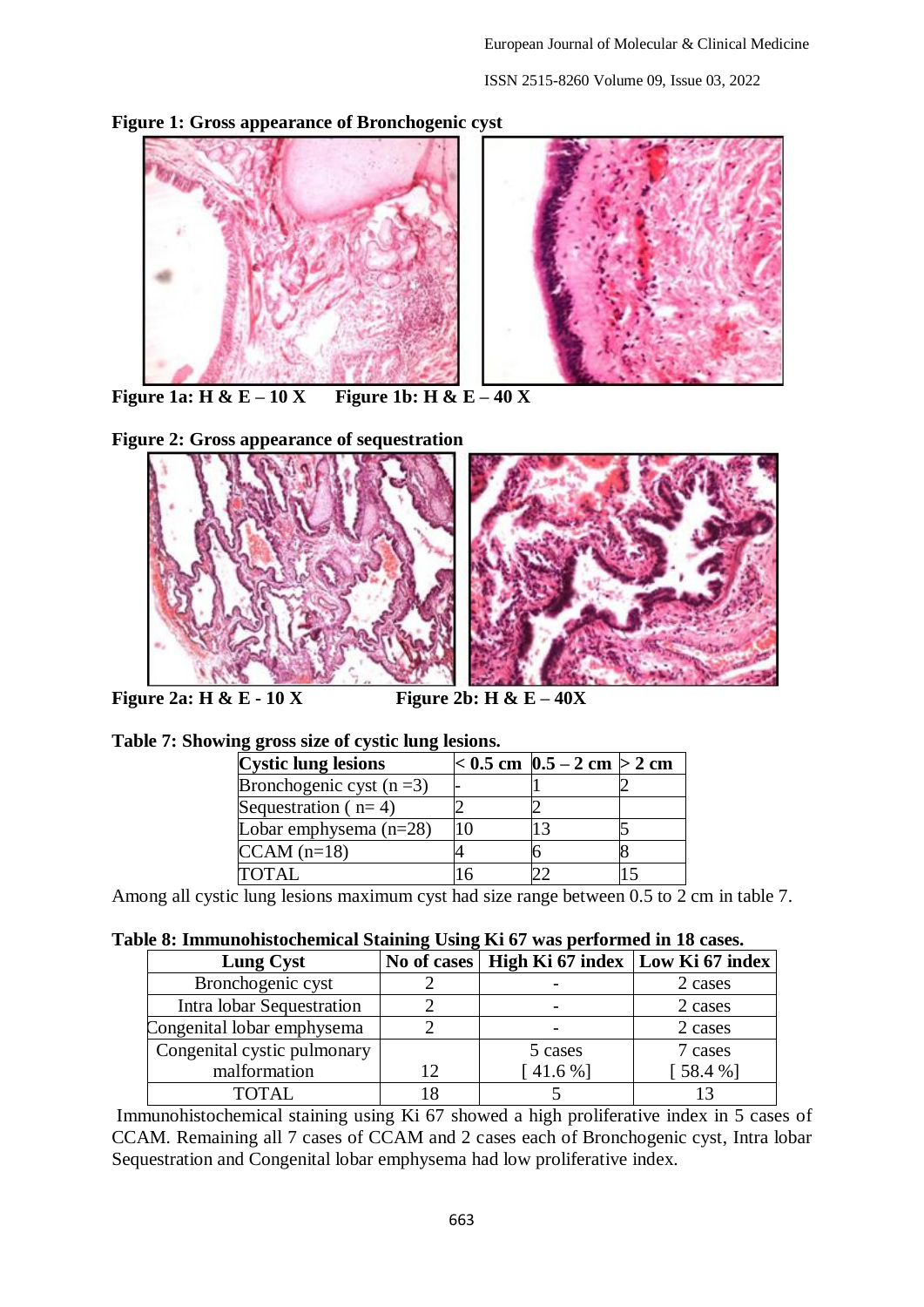**Figure 1: Gross appearance of Bronchogenic cyst**

**Figure 1a: H & E – 10 X     Figure 1b: H & E – 40 X**

**Figure 2: Gross appearance of sequestration**

**Figure 2a: H & E - 10 X     Figure 2b: H & E – 40X**

**Table 7: Showing gross size of cystic lung lesions.**

| Cystic lung lesions | < 0.5 cm | 0.5 – 2 cm | > 2 cm |
|---|---|---|---|
| Bronchogenic cyst (n =3) | - | 1 | 2 |
| Sequestration ( n= 4) | 2 | 2 | |
| Lobar emphysema (n=28) | 10 | 13 | 5 |
| CCAM (n=18) | 4 | 6 | 8 |
| TOTAL | 16 | 22 | 15 |

Among all cystic lung lesions maximum cyst had size range between 0.5 to 2 cm in table 7.

**Table 8: Immunohistochemical Staining Using Ki 67 was performed in 18 cases.**

| Lung Cyst | No of cases | High Ki 67 index | Low Ki 67 index |
|---|---|---|---|
| Bronchogenic cyst | 2 | - | 2 cases |
| Intra lobar Sequestration | 2 | - | 2 cases |
| Congenital lobar emphysema | 2 | - | 2 cases |
| Congenital cystic pulmonary malformation | 12 | 5 cases [ 41.6 %] | 7 cases [ 58.4 %] |
| TOTAL | 18 | 5 | 13 |

Immunohistochemical staining using Ki 67 showed a high proliferative index in 5 cases of CCAM. Remaining all 7 cases of CCAM and 2 cases each of Bronchogenic cyst, Intra lobar Sequestration and Congenital lobar emphysema had low proliferative index.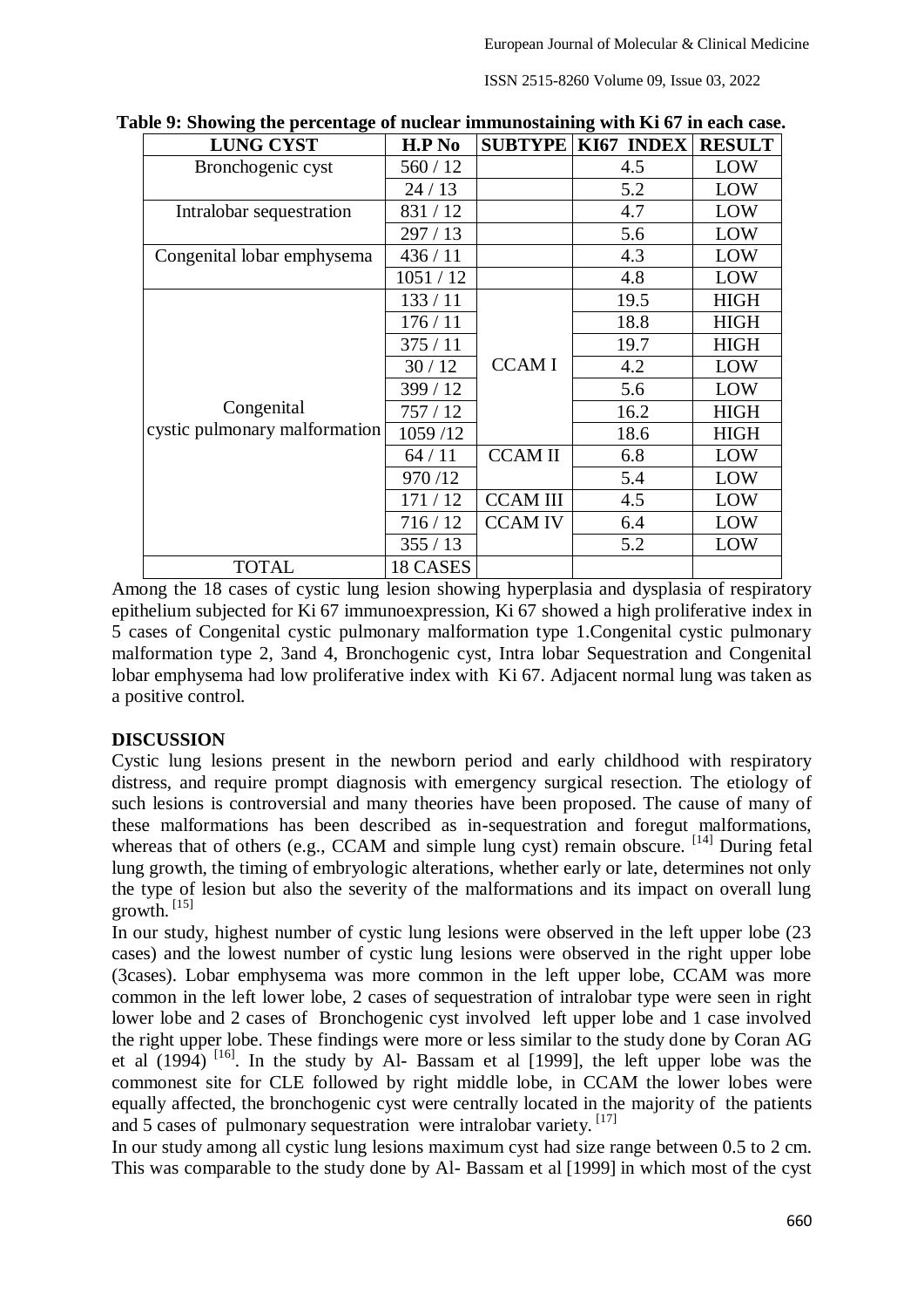**Table 9: Showing the percentage of nuclear immunostaining with Ki 67 in each case.**

| LUNG CYST | H.P No | SUBTYPE | KI67 INDEX | RESULT |
|---|---|---|---|---|
| Bronchogenic cyst | 560 / 12 | | 4.5 | LOW |
| | 24 / 13 | | 5.2 | LOW |
| Intralobar sequestration | 831 / 12 | | 4.7 | LOW |
| | 297 / 13 | | 5.6 | LOW |
| Congenital lobar emphysema | 436 / 11 | | 4.3 | LOW |
| | 1051 / 12 | | 4.8 | LOW |
| Congenital cystic pulmonary malformation | 133 / 11 | CCAM I | 19.5 | HIGH |
| | 176 / 11 | | 18.8 | HIGH |
| | 375 / 11 | | 19.7 | HIGH |
| | 30 / 12 | | 4.2 | LOW |
| | 399 / 12 | | 5.6 | LOW |
| | 757 / 12 | | 16.2 | HIGH |
| | 1059 /12 | | 18.6 | HIGH |
| | 64 / 11 | CCAM II | 6.8 | LOW |
| | 970 /12 | | 5.4 | LOW |
| | 171 / 12 | CCAM III | 4.5 | LOW |
| | 716 / 12 | CCAM IV | 6.4 | LOW |
| | 355 / 13 | | 5.2 | LOW |
| TOTAL | 18 CASES | | | |

Among the 18 cases of cystic lung lesion showing hyperplasia and dysplasia of respiratory epithelium subjected for Ki 67 immunoexpression, Ki 67 showed a high proliferative index in 5 cases of Congenital cystic pulmonary malformation type 1.Congenital cystic pulmonary malformation type 2, 3and 4, Bronchogenic cyst, Intra lobar Sequestration and Congenital lobar emphysema had low proliferative index with Ki 67. Adjacent normal lung was taken as a positive control.

## DISCUSSION

Cystic lung lesions present in the newborn period and early childhood with respiratory distress, and require prompt diagnosis with emergency surgical resection. The etiology of such lesions is controversial and many theories have been proposed. The cause of many of these malformations has been described as in-sequestration and foregut malformations, whereas that of others (e.g., CCAM and simple lung cyst) remain obscure. [14] During fetal lung growth, the timing of embryologic alterations, whether early or late, determines not only the type of lesion but also the severity of the malformations and its impact on overall lung growth. [15]

In our study, highest number of cystic lung lesions were observed in the left upper lobe (23 cases) and the lowest number of cystic lung lesions were observed in the right upper lobe (3cases). Lobar emphysema was more common in the left upper lobe, CCAM was more common in the left lower lobe, 2 cases of sequestration of intralobar type were seen in right lower lobe and 2 cases of Bronchogenic cyst involved left upper lobe and 1 case involved the right upper lobe. These findings were more or less similar to the study done by Coran AG et al (1994) [16]. In the study by Al- Bassam et al [1999], the left upper lobe was the commonest site for CLE followed by right middle lobe, in CCAM the lower lobes were equally affected, the bronchogenic cyst were centrally located in the majority of the patients and 5 cases of pulmonary sequestration were intralobar variety. [17]

In our study among all cystic lung lesions maximum cyst had size range between 0.5 to 2 cm. This was comparable to the study done by Al- Bassam et al [1999] in which most of the cyst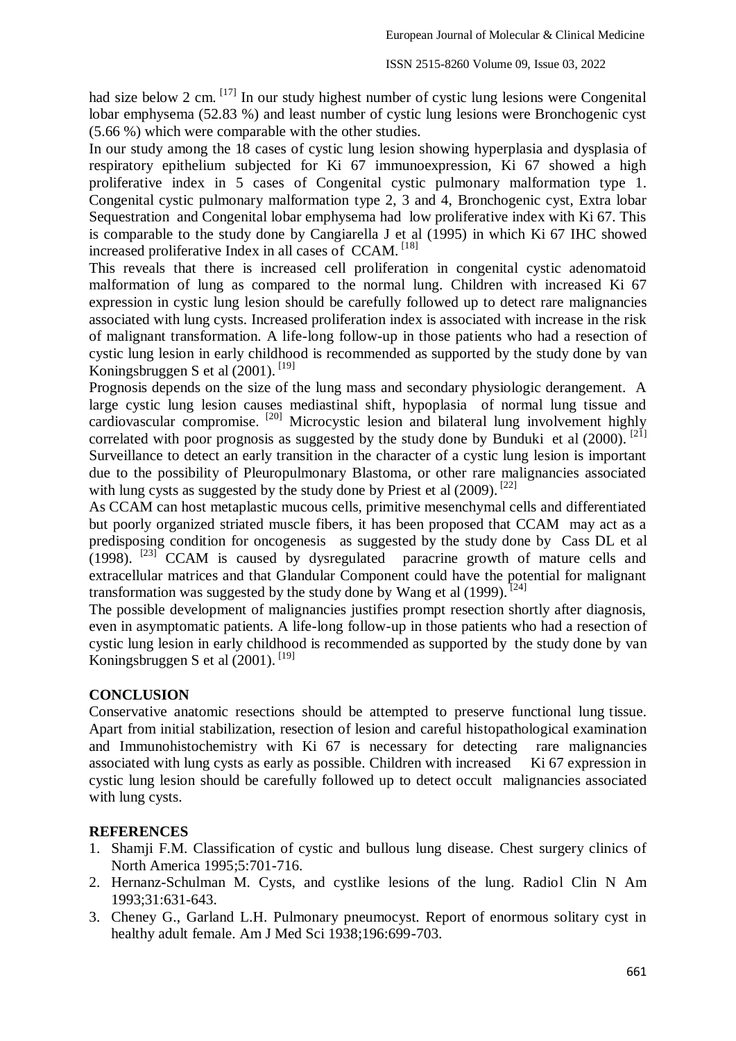had size below 2 cm. [17] In our study highest number of cystic lung lesions were Congenital lobar emphysema (52.83 %) and least number of cystic lung lesions were Bronchogenic cyst (5.66 %) which were comparable with the other studies.

In our study among the 18 cases of cystic lung lesion showing hyperplasia and dysplasia of respiratory epithelium subjected for Ki 67 immunoexpression, Ki 67 showed a high proliferative index in 5 cases of Congenital cystic pulmonary malformation type 1. Congenital cystic pulmonary malformation type 2, 3 and 4, Bronchogenic cyst, Extra lobar Sequestration and Congenital lobar emphysema had low proliferative index with Ki 67. This is comparable to the study done by Cangiarella J et al (1995) in which Ki 67 IHC showed increased proliferative Index in all cases of CCAM. [18]

This reveals that there is increased cell proliferation in congenital cystic adenomatoid malformation of lung as compared to the normal lung. Children with increased Ki 67 expression in cystic lung lesion should be carefully followed up to detect rare malignancies associated with lung cysts. Increased proliferation index is associated with increase in the risk of malignant transformation. A life-long follow-up in those patients who had a resection of cystic lung lesion in early childhood is recommended as supported by the study done by van Koningsbruggen S et al (2001). [19]

Prognosis depends on the size of the lung mass and secondary physiologic derangement. A large cystic lung lesion causes mediastinal shift, hypoplasia of normal lung tissue and cardiovascular compromise. [20] Microcystic lesion and bilateral lung involvement highly correlated with poor prognosis as suggested by the study done by Bunduki et al (2000). [21]

Surveillance to detect an early transition in the character of a cystic lung lesion is important due to the possibility of Pleuropulmonary Blastoma, or other rare malignancies associated with lung cysts as suggested by the study done by Priest et al (2009). [22]

As CCAM can host metaplastic mucous cells, primitive mesenchymal cells and differentiated but poorly organized striated muscle fibers, it has been proposed that CCAM may act as a predisposing condition for oncogenesis as suggested by the study done by Cass DL et al (1998). [23] CCAM is caused by dysregulated paracrine growth of mature cells and extracellular matrices and that Glandular Component could have the potential for malignant transformation was suggested by the study done by Wang et al (1999). [24]

The possible development of malignancies justifies prompt resection shortly after diagnosis, even in asymptomatic patients. A life-long follow-up in those patients who had a resection of cystic lung lesion in early childhood is recommended as supported by the study done by van Koningsbruggen S et al (2001). [19]

## CONCLUSION

Conservative anatomic resections should be attempted to preserve functional lung tissue. Apart from initial stabilization, resection of lesion and careful histopathological examination and Immunohistochemistry with Ki 67 is necessary for detecting rare malignancies associated with lung cysts as early as possible. Children with increased Ki 67 expression in cystic lung lesion should be carefully followed up to detect occult malignancies associated with lung cysts.

## REFERENCES

1. Shamji F.M. Classification of cystic and bullous lung disease. Chest surgery clinics of North America 1995;5:701-716.
2. Hernanz-Schulman M. Cysts, and cystlike lesions of the lung. Radiol Clin N Am 1993;31:631-643.
3. Cheney G., Garland L.H. Pulmonary pneumocyst. Report of enormous solitary cyst in healthy adult female. Am J Med Sci 1938;196:699-703.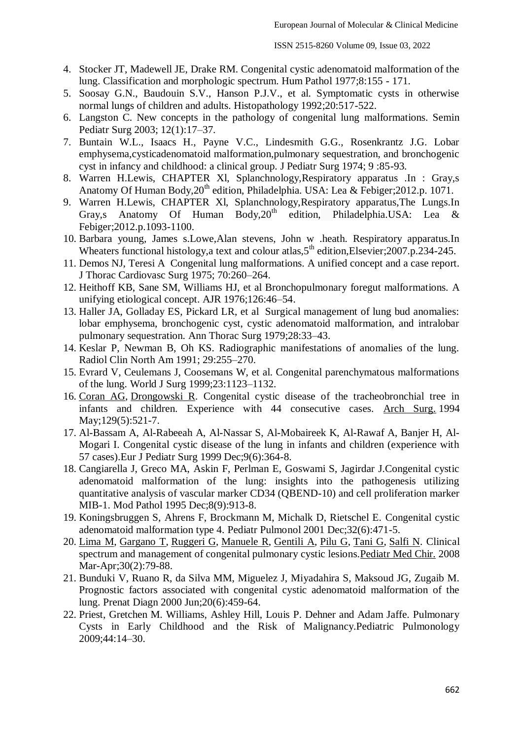4. Stocker JT, Madewell JE, Drake RM. Congenital cystic adenomatoid malformation of the lung. Classification and morphologic spectrum. Hum Pathol 1977;8:155 - 171.
5. Soosay G.N., Baudouin S.V., Hanson P.J.V., et al. Symptomatic cysts in otherwise normal lungs of children and adults. Histopathology 1992;20:517-522.
6. Langston C. New concepts in the pathology of congenital lung malformations. Semin Pediatr Surg 2003; 12(1):17–37.
7. Buntain W.L., Isaacs H., Payne V.C., Lindesmith G.G., Rosenkrantz J.G. Lobar emphysema,cysticadenomatoid malformation,pulmonary sequestration, and bronchogenic cyst in infancy and childhood: a clinical group. J Pediatr Surg 1974; 9 :85-93.
8. Warren H.Lewis, CHAPTER Xl, Splanchnology,Respiratory apparatus .In : Gray,s Anatomy Of Human Body,20th edition, Philadelphia. USA: Lea & Febiger;2012.p. 1071.
9. Warren H.Lewis, CHAPTER Xl, Splanchnology,Respiratory apparatus,The Lungs.In Gray,s Anatomy Of Human Body,20th edition, Philadelphia.USA: Lea & Febiger;2012.p.1093-1100.
10. Barbara young, James s.Lowe,Alan stevens, John w .heath. Respiratory apparatus.In Wheaters functional histology,a text and colour atlas,5th edition,Elsevier;2007.p.234-245.
11. Demos NJ, Teresi A Congenital lung malformations. A unified concept and a case report. J Thorac Cardiovasc Surg 1975; 70:260–264.
12. Heithoff KB, Sane SM, Williams HJ, et al Bronchopulmonary foregut malformations. A unifying etiological concept. AJR 1976;126:46–54.
13. Haller JA, Golladay ES, Pickard LR, et al Surgical management of lung bud anomalies: lobar emphysema, bronchogenic cyst, cystic adenomatoid malformation, and intralobar pulmonary sequestration. Ann Thorac Surg 1979;28:33–43.
14. Keslar P, Newman B, Oh KS. Radiographic manifestations of anomalies of the lung. Radiol Clin North Am 1991; 29:255–270.
15. Evrard V, Ceulemans J, Coosemans W, et al. Congenital parenchymatous malformations of the lung. World J Surg 1999;23:1123–1132.
16. Coran AG, Drongowski R. Congenital cystic disease of the tracheobronchial tree in infants and children. Experience with 44 consecutive cases. Arch Surg. 1994 May;129(5):521-7.
17. Al-Bassam A, Al-Rabeeah A, Al-Nassar S, Al-Mobaireek K, Al-Rawaf A, Banjer H, Al-Mogari I. Congenital cystic disease of the lung in infants and children (experience with 57 cases).Eur J Pediatr Surg 1999 Dec;9(6):364-8.
18. Cangiarella J, Greco MA, Askin F, Perlman E, Goswami S, Jagirdar J.Congenital cystic adenomatoid malformation of the lung: insights into the pathogenesis utilizing quantitative analysis of vascular marker CD34 (QBEND-10) and cell proliferation marker MIB-1. Mod Pathol 1995 Dec;8(9):913-8.
19. Koningsbruggen S, Ahrens F, Brockmann M, Michalk D, Rietschel E. Congenital cystic adenomatoid malformation type 4. Pediatr Pulmonol 2001 Dec;32(6):471-5.
20. Lima M, Gargano T, Ruggeri G, Manuele R, Gentili A, Pilu G, Tani G, Salfi N. Clinical spectrum and management of congenital pulmonary cystic lesions.Pediatr Med Chir. 2008 Mar-Apr;30(2):79-88.
21. Bunduki V, Ruano R, da Silva MM, Miguelez J, Miyadahira S, Maksoud JG, Zugaib M. Prognostic factors associated with congenital cystic adenomatoid malformation of the lung. Prenat Diagn 2000 Jun;20(6):459-64.
22. Priest, Gretchen M. Williams, Ashley Hill, Louis P. Dehner and Adam Jaffe. Pulmonary Cysts in Early Childhood and the Risk of Malignancy.Pediatric Pulmonology 2009;44:14–30.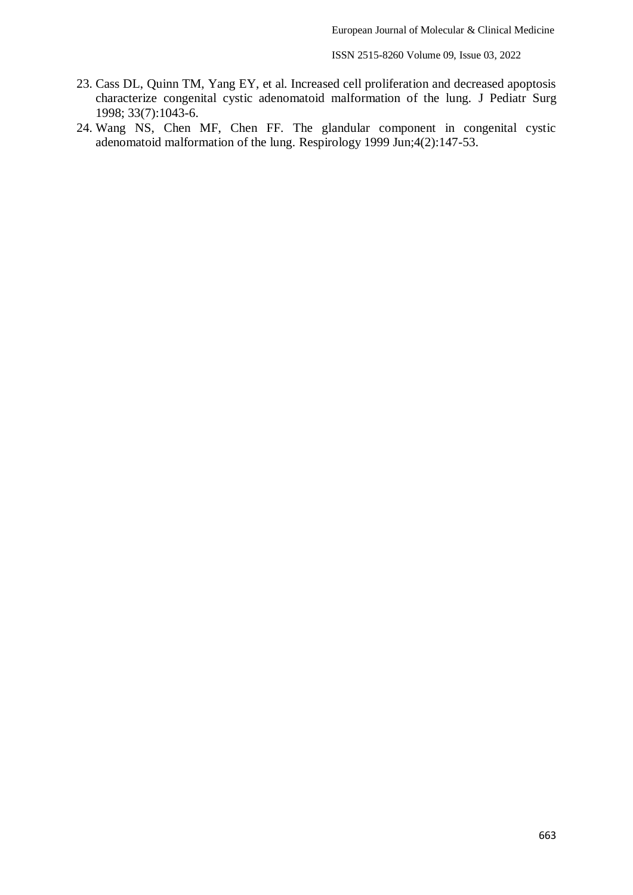23. Cass DL, Quinn TM, Yang EY, et al. Increased cell proliferation and decreased apoptosis characterize congenital cystic adenomatoid malformation of the lung. J Pediatr Surg 1998; 33(7):1043-6.
24. Wang NS, Chen MF, Chen FF. The glandular component in congenital cystic adenomatoid malformation of the lung. Respirology 1999 Jun;4(2):147-53.